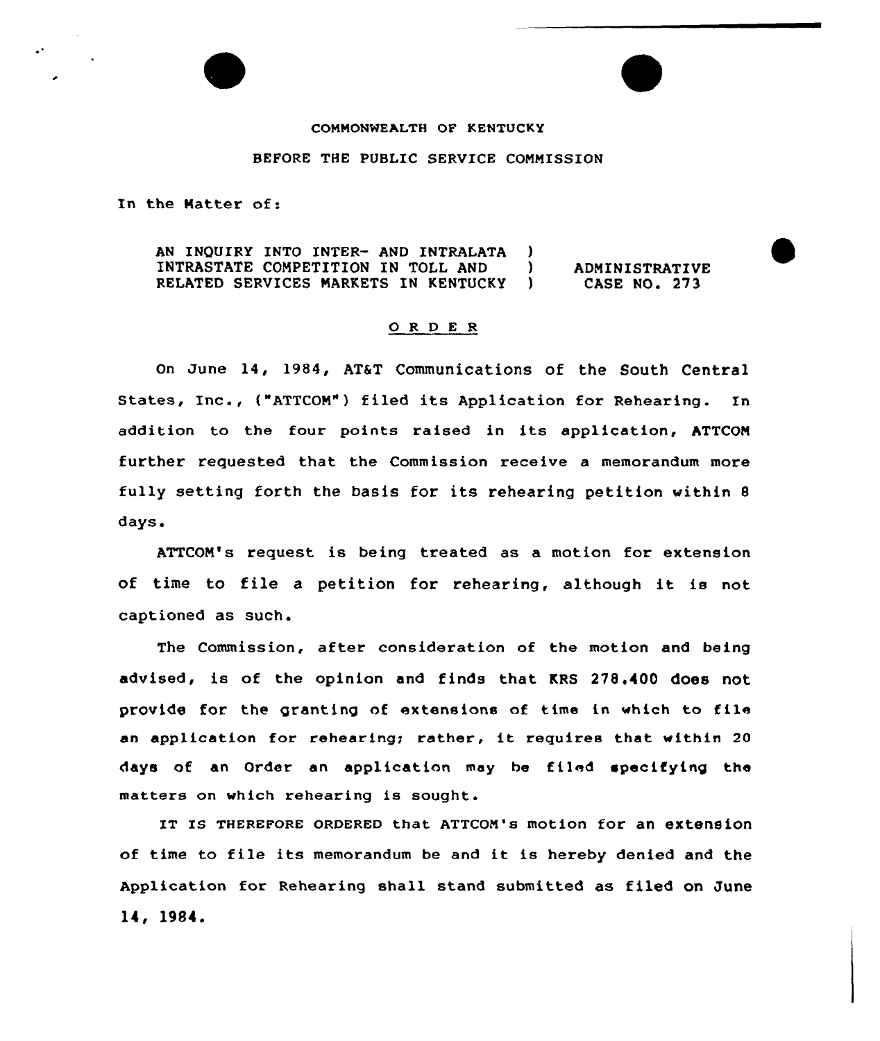COMMONWEALTH OF KENTUCKY

BEFORE THE PUBLIC SERVICE COMMISSION

In the Matter of:

| | | |
|---|---|---|
| AN INQUIRY INTO INTER- AND INTRALATA INTRASTATE COMPETITION IN TOLL AND RELATED SERVICES MARKETS IN KENTUCKY | ) ) ) | ADMINISTRATIVE CASE NO. 273 |

## O R D E R

On June 14, 1984, AT&T Communications of the South Central States, Inc., ("ATTCOM") filed its Application for Rehearing. In addition to the four points raised in its application, ATTCOM further requested that the Commission receive a memorandum more fully setting forth the basis for its rehearing petition within 8 days.

ATTCOM's request is being treated as a motion for extension of time to file a petition for rehearing, although it is not captioned as such.

The Commission, after consideration of the motion and being advised, is of the opinion and finds that KRS 278.400 does not provide for the granting of extensions of time in which to file an application for rehearing; rather, it requires that within 20 days of an Order an application may be filed specifying the matters on which rehearing is sought.

IT IS THEREFORE ORDERED that ATTCOM's motion for an extension of time to file its memorandum be and it is hereby denied and the Application for Rehearing shall stand submitted as filed on June 14, 1984.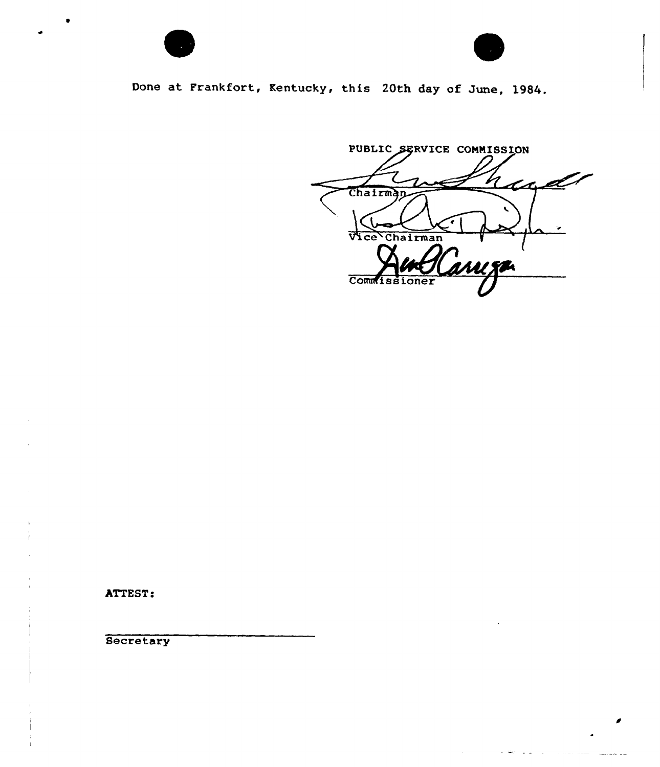Done at Frankfort, Kentucky, this 20th day of June, 1984.

PUBLIC SERVICE COMMISSION

Chairman

Vice Chairman

Commissioner

ATTEST:

Secretary